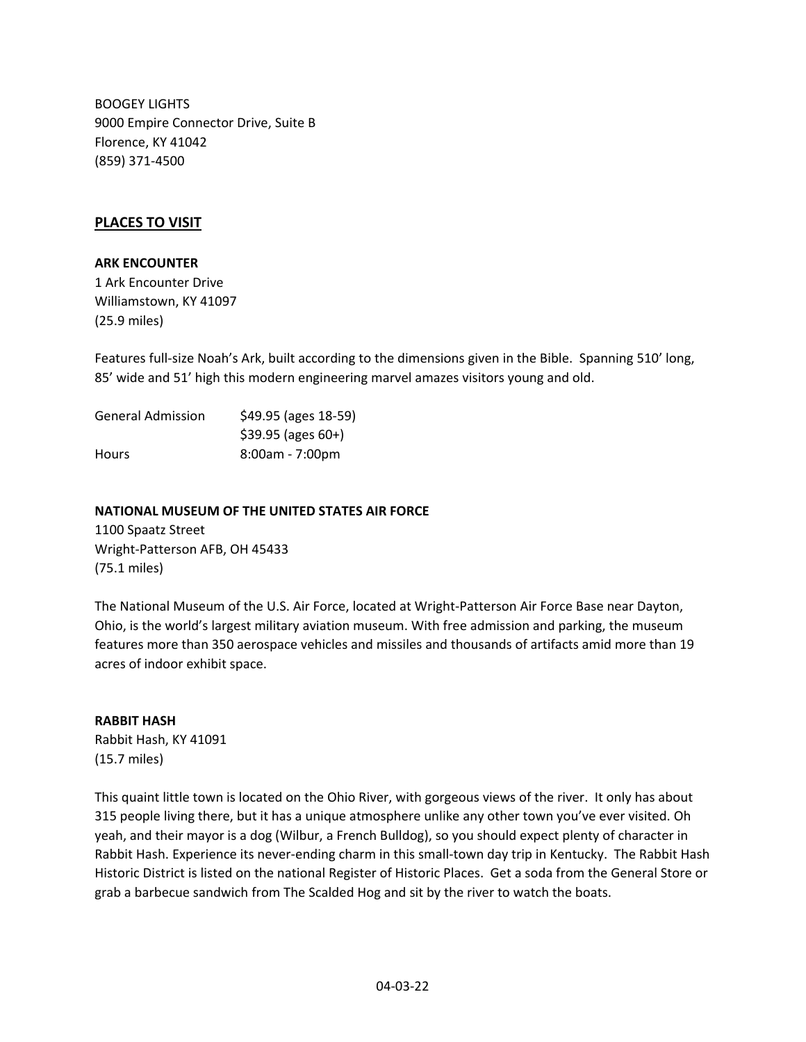BOOGEY LIGHTS
9000 Empire Connector Drive, Suite B
Florence, KY 41042
(859) 371-4500

## PLACES TO VISIT

**ARK ENCOUNTER**
1 Ark Encounter Drive
Williamstown, KY 41097
(25.9 miles)

Features full-size Noah's Ark, built according to the dimensions given in the Bible. Spanning 510' long, 85' wide and 51' high this modern engineering marvel amazes visitors young and old.

| | |
|---|---|
| General Admission | $49.95 (ages 18-59) |
| | $39.95 (ages 60+) |
| Hours | 8:00am - 7:00pm |

**NATIONAL MUSEUM OF THE UNITED STATES AIR FORCE**
1100 Spaatz Street
Wright-Patterson AFB, OH 45433
(75.1 miles)

The National Museum of the U.S. Air Force, located at Wright-Patterson Air Force Base near Dayton, Ohio, is the world's largest military aviation museum. With free admission and parking, the museum features more than 350 aerospace vehicles and missiles and thousands of artifacts amid more than 19 acres of indoor exhibit space.

**RABBIT HASH**
Rabbit Hash, KY 41091
(15.7 miles)

This quaint little town is located on the Ohio River, with gorgeous views of the river. It only has about 315 people living there, but it has a unique atmosphere unlike any other town you've ever visited. Oh yeah, and their mayor is a dog (Wilbur, a French Bulldog), so you should expect plenty of character in Rabbit Hash. Experience its never-ending charm in this small-town day trip in Kentucky. The Rabbit Hash Historic District is listed on the national Register of Historic Places. Get a soda from the General Store or grab a barbecue sandwich from The Scalded Hog and sit by the river to watch the boats.

04-03-22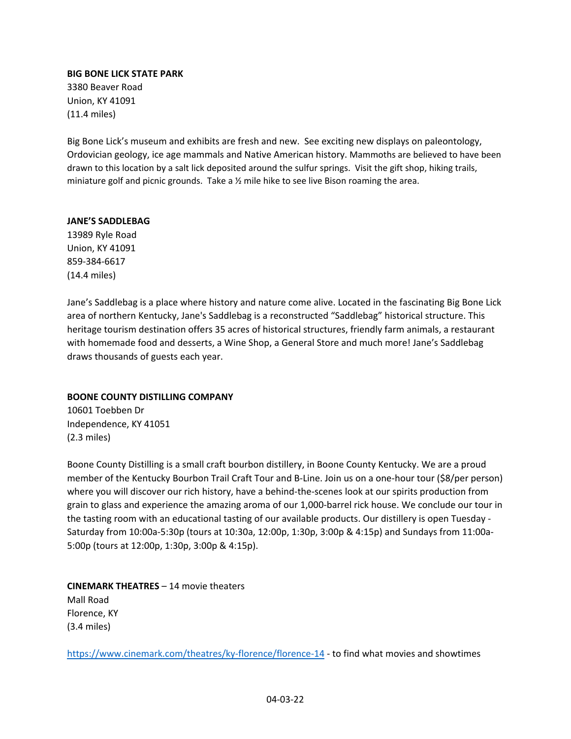**BIG BONE LICK STATE PARK**
3380 Beaver Road
Union, KY 41091
(11.4 miles)

Big Bone Lick's museum and exhibits are fresh and new. See exciting new displays on paleontology, Ordovician geology, ice age mammals and Native American history. Mammoths are believed to have been drawn to this location by a salt lick deposited around the sulfur springs. Visit the gift shop, hiking trails, miniature golf and picnic grounds. Take a ½ mile hike to see live Bison roaming the area.

**JANE'S SADDLEBAG**
13989 Ryle Road
Union, KY 41091
859-384-6617
(14.4 miles)

Jane's Saddlebag is a place where history and nature come alive. Located in the fascinating Big Bone Lick area of northern Kentucky, Jane's Saddlebag is a reconstructed "Saddlebag" historical structure. This heritage tourism destination offers 35 acres of historical structures, friendly farm animals, a restaurant with homemade food and desserts, a Wine Shop, a General Store and much more! Jane's Saddlebag draws thousands of guests each year.

**BOONE COUNTY DISTILLING COMPANY**
10601 Toebben Dr
Independence, KY 41051
(2.3 miles)

Boone County Distilling is a small craft bourbon distillery, in Boone County Kentucky. We are a proud member of the Kentucky Bourbon Trail Craft Tour and B-Line. Join us on a one-hour tour ($8/per person) where you will discover our rich history, have a behind-the-scenes look at our spirits production from grain to glass and experience the amazing aroma of our 1,000-barrel rick house. We conclude our tour in the tasting room with an educational tasting of our available products. Our distillery is open Tuesday - Saturday from 10:00a-5:30p (tours at 10:30a, 12:00p, 1:30p, 3:00p & 4:15p) and Sundays from 11:00a-5:00p (tours at 12:00p, 1:30p, 3:00p & 4:15p).

**CINEMARK THEATRES** – 14 movie theaters
Mall Road
Florence, KY
(3.4 miles)

https://www.cinemark.com/theatres/ky-florence/florence-14 - to find what movies and showtimes

04-03-22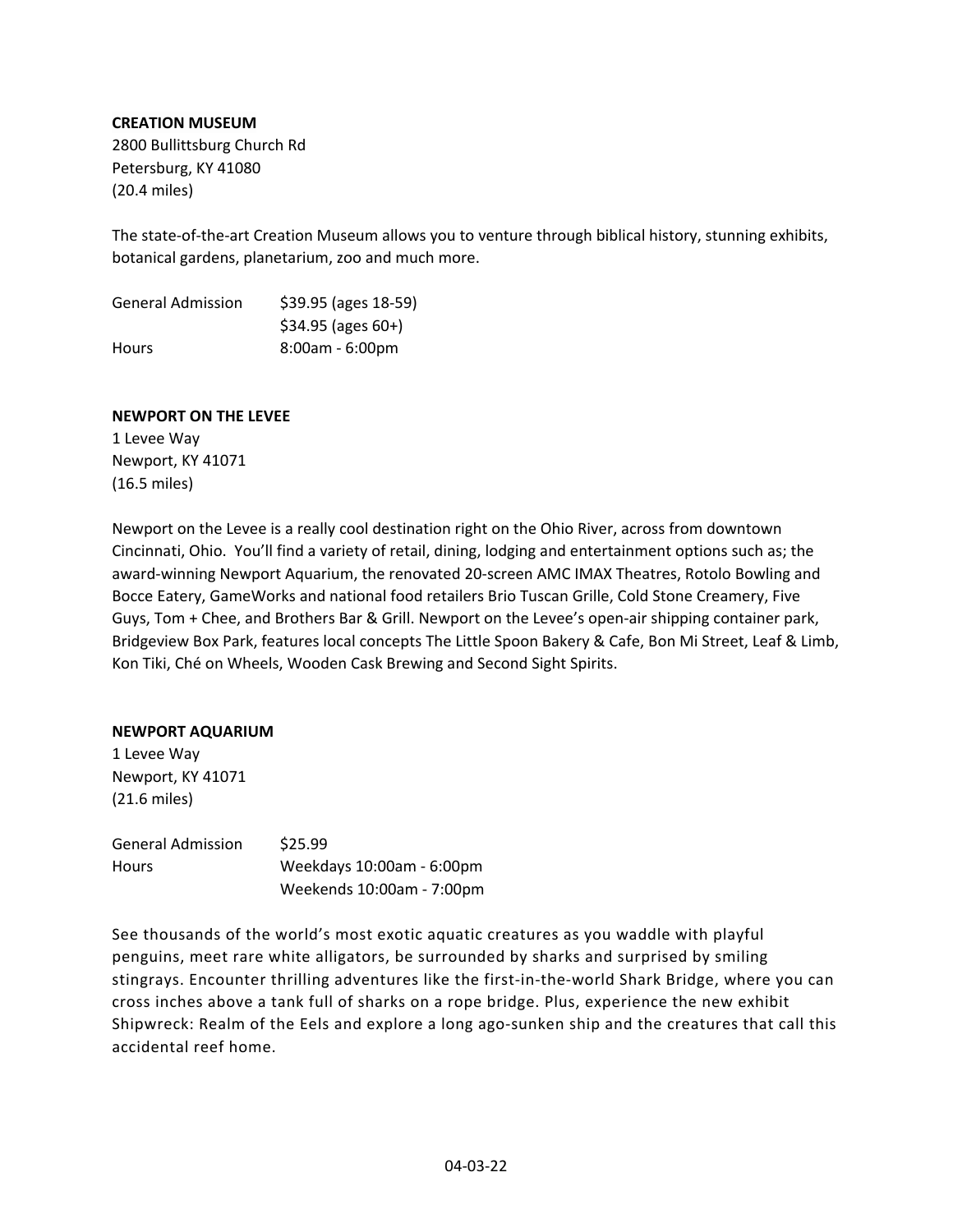**CREATION MUSEUM**
2800 Bullittsburg Church Rd
Petersburg, KY 41080
(20.4 miles)

The state-of-the-art Creation Museum allows you to venture through biblical history, stunning exhibits, botanical gardens, planetarium, zoo and much more.

| | |
|---|---|
| General Admission | $39.95 (ages 18-59) |
| | $34.95 (ages 60+) |
| Hours | 8:00am - 6:00pm |

**NEWPORT ON THE LEVEE**
1 Levee Way
Newport, KY 41071
(16.5 miles)

Newport on the Levee is a really cool destination right on the Ohio River, across from downtown Cincinnati, Ohio. You'll find a variety of retail, dining, lodging and entertainment options such as; the award-winning Newport Aquarium, the renovated 20-screen AMC IMAX Theatres, Rotolo Bowling and Bocce Eatery, GameWorks and national food retailers Brio Tuscan Grille, Cold Stone Creamery, Five Guys, Tom + Chee, and Brothers Bar & Grill. Newport on the Levee's open-air shipping container park, Bridgeview Box Park, features local concepts The Little Spoon Bakery & Cafe, Bon Mi Street, Leaf & Limb, Kon Tiki, Ché on Wheels, Wooden Cask Brewing and Second Sight Spirits.

**NEWPORT AQUARIUM**
1 Levee Way
Newport, KY 41071
(21.6 miles)

| | |
|---|---|
| General Admission | $25.99 |
| Hours | Weekdays 10:00am - 6:00pm |
| | Weekends 10:00am - 7:00pm |

See thousands of the world's most exotic aquatic creatures as you waddle with playful penguins, meet rare white alligators, be surrounded by sharks and surprised by smiling stingrays. Encounter thrilling adventures like the first-in-the-world Shark Bridge, where you can cross inches above a tank full of sharks on a rope bridge. Plus, experience the new exhibit Shipwreck: Realm of the Eels and explore a long ago-sunken ship and the creatures that call this accidental reef home.

04-03-22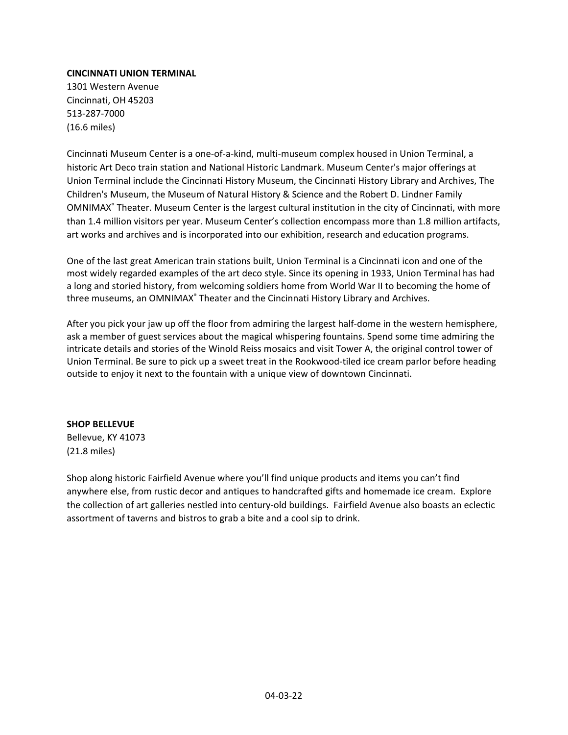**CINCINNATI UNION TERMINAL**
1301 Western Avenue
Cincinnati, OH 45203
513-287-7000
(16.6 miles)

Cincinnati Museum Center is a one-of-a-kind, multi-museum complex housed in Union Terminal, a historic Art Deco train station and National Historic Landmark. Museum Center's major offerings at Union Terminal include the Cincinnati History Museum, the Cincinnati History Library and Archives, The Children's Museum, the Museum of Natural History & Science and the Robert D. Lindner Family OMNIMAX® Theater. Museum Center is the largest cultural institution in the city of Cincinnati, with more than 1.4 million visitors per year. Museum Center's collection encompass more than 1.8 million artifacts, art works and archives and is incorporated into our exhibition, research and education programs.

One of the last great American train stations built, Union Terminal is a Cincinnati icon and one of the most widely regarded examples of the art deco style. Since its opening in 1933, Union Terminal has had a long and storied history, from welcoming soldiers home from World War II to becoming the home of three museums, an OMNIMAX® Theater and the Cincinnati History Library and Archives.

After you pick your jaw up off the floor from admiring the largest half-dome in the western hemisphere, ask a member of guest services about the magical whispering fountains. Spend some time admiring the intricate details and stories of the Winold Reiss mosaics and visit Tower A, the original control tower of Union Terminal. Be sure to pick up a sweet treat in the Rookwood-tiled ice cream parlor before heading outside to enjoy it next to the fountain with a unique view of downtown Cincinnati.

**SHOP BELLEVUE**
Bellevue, KY 41073
(21.8 miles)

Shop along historic Fairfield Avenue where you'll find unique products and items you can't find anywhere else, from rustic decor and antiques to handcrafted gifts and homemade ice cream. Explore the collection of art galleries nestled into century-old buildings. Fairfield Avenue also boasts an eclectic assortment of taverns and bistros to grab a bite and a cool sip to drink.

04-03-22